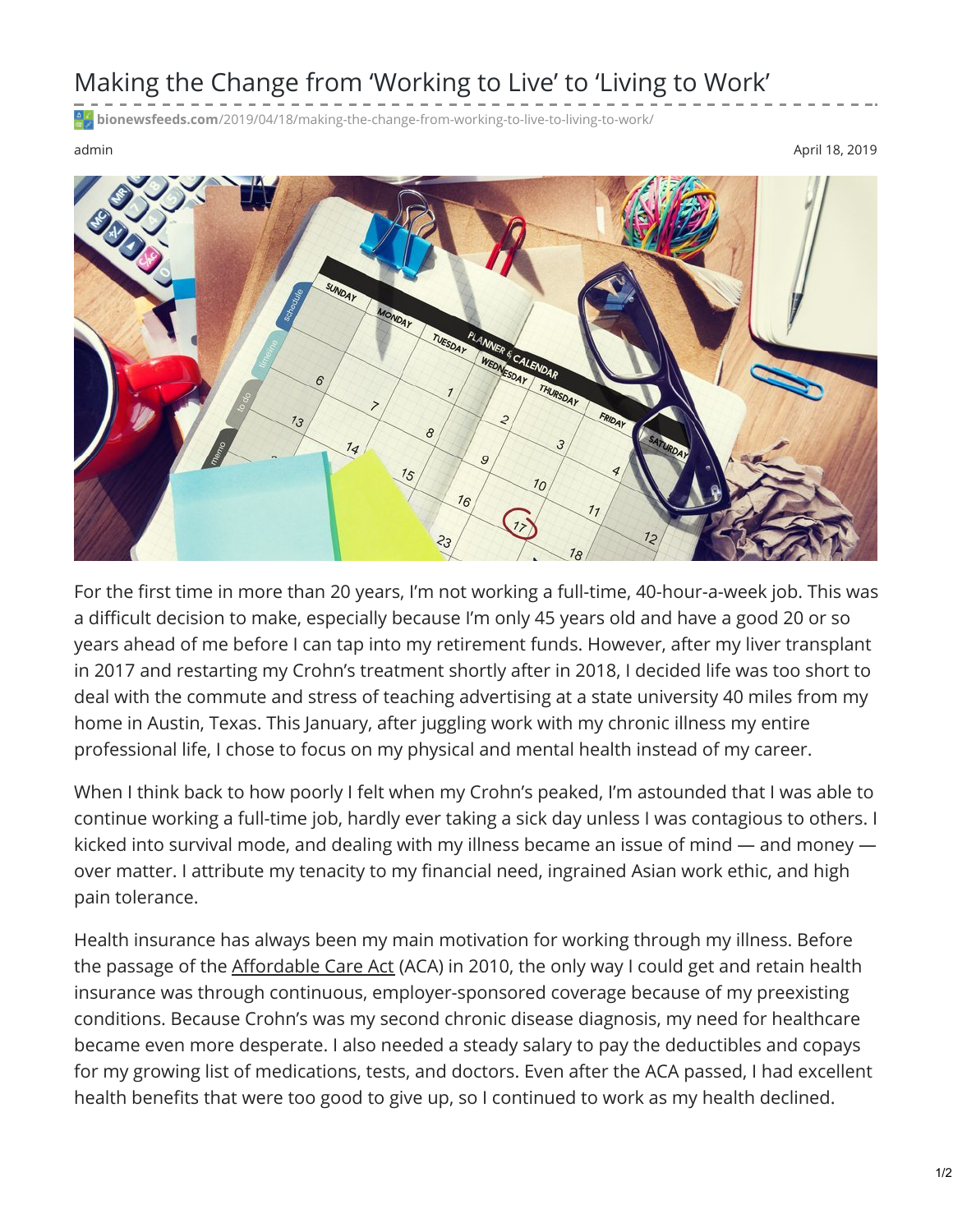# Making the Change from 'Working to Live' to 'Living to Work'

bionewsfeeds.com/2019/04/18/making-the-change-from-working-to-live-to-living-to-work/

admin

April 18, 2019

For the first time in more than 20 years, I'm not working a full-time, 40-hour-a-week job. This was a difficult decision to make, especially because I'm only 45 years old and have a good 20 or so years ahead of me before I can tap into my retirement funds. However, after my liver transplant in 2017 and restarting my Crohn's treatment shortly after in 2018, I decided life was too short to deal with the commute and stress of teaching advertising at a state university 40 miles from my home in Austin, Texas. This January, after juggling work with my chronic illness my entire professional life, I chose to focus on my physical and mental health instead of my career.

When I think back to how poorly I felt when my Crohn's peaked, I'm astounded that I was able to continue working a full-time job, hardly ever taking a sick day unless I was contagious to others. I kicked into survival mode, and dealing with my illness became an issue of mind — and money — over matter. I attribute my tenacity to my financial need, ingrained Asian work ethic, and high pain tolerance.

Health insurance has always been my main motivation for working through my illness. Before the passage of the Affordable Care Act (ACA) in 2010, the only way I could get and retain health insurance was through continuous, employer-sponsored coverage because of my preexisting conditions. Because Crohn's was my second chronic disease diagnosis, my need for healthcare became even more desperate. I also needed a steady salary to pay the deductibles and copays for my growing list of medications, tests, and doctors. Even after the ACA passed, I had excellent health benefits that were too good to give up, so I continued to work as my health declined.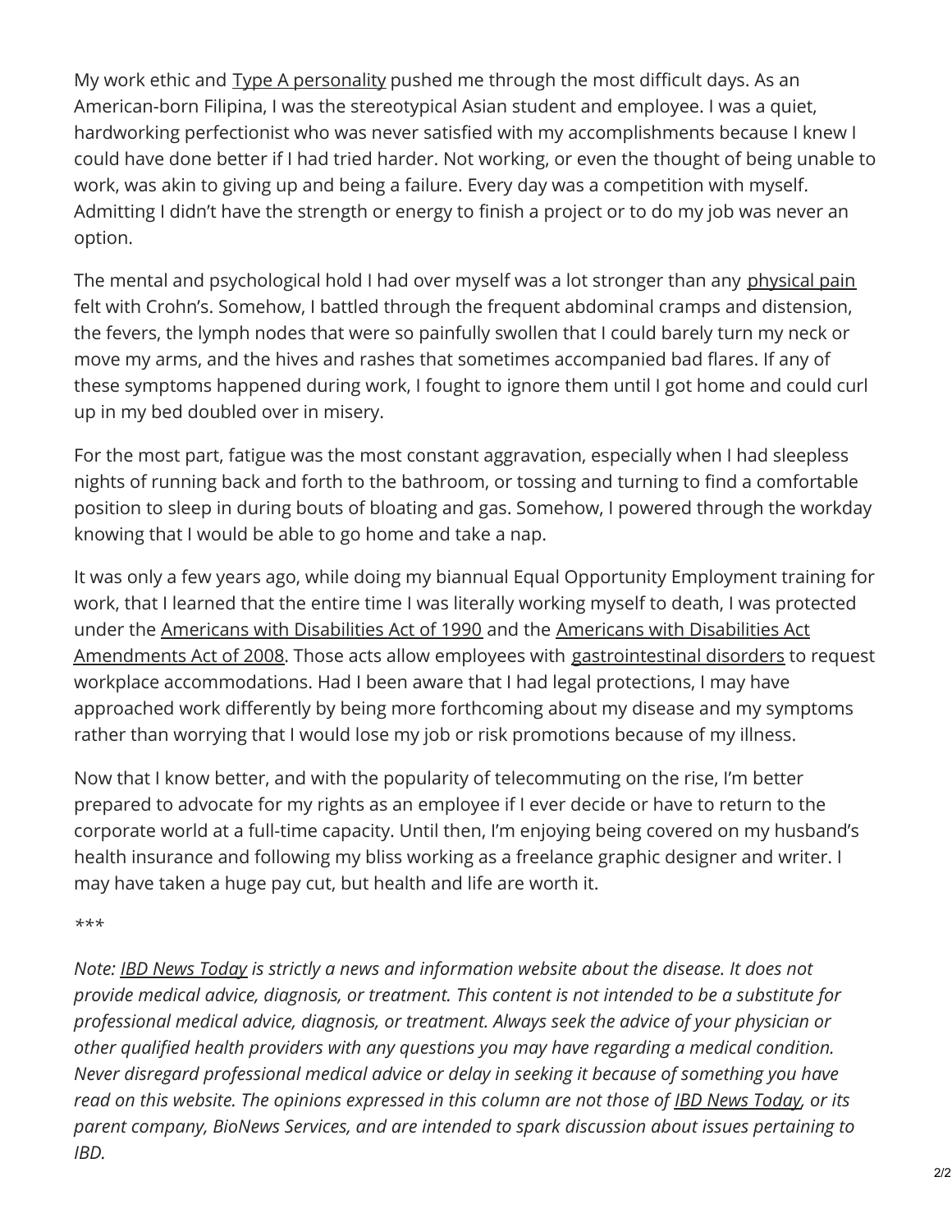My work ethic and Type A personality pushed me through the most difficult days. As an American-born Filipina, I was the stereotypical Asian student and employee. I was a quiet, hardworking perfectionist who was never satisfied with my accomplishments because I knew I could have done better if I had tried harder. Not working, or even the thought of being unable to work, was akin to giving up and being a failure. Every day was a competition with myself. Admitting I didn't have the strength or energy to finish a project or to do my job was never an option.

The mental and psychological hold I had over myself was a lot stronger than any physical pain felt with Crohn's. Somehow, I battled through the frequent abdominal cramps and distension, the fevers, the lymph nodes that were so painfully swollen that I could barely turn my neck or move my arms, and the hives and rashes that sometimes accompanied bad flares. If any of these symptoms happened during work, I fought to ignore them until I got home and could curl up in my bed doubled over in misery.

For the most part, fatigue was the most constant aggravation, especially when I had sleepless nights of running back and forth to the bathroom, or tossing and turning to find a comfortable position to sleep in during bouts of bloating and gas. Somehow, I powered through the workday knowing that I would be able to go home and take a nap.

It was only a few years ago, while doing my biannual Equal Opportunity Employment training for work, that I learned that the entire time I was literally working myself to death, I was protected under the Americans with Disabilities Act of 1990 and the Americans with Disabilities Act Amendments Act of 2008. Those acts allow employees with gastrointestinal disorders to request workplace accommodations. Had I been aware that I had legal protections, I may have approached work differently by being more forthcoming about my disease and my symptoms rather than worrying that I would lose my job or risk promotions because of my illness.

Now that I know better, and with the popularity of telecommuting on the rise, I'm better prepared to advocate for my rights as an employee if I ever decide or have to return to the corporate world at a full-time capacity. Until then, I'm enjoying being covered on my husband's health insurance and following my bliss working as a freelance graphic designer and writer. I may have taken a huge pay cut, but health and life are worth it.

***

*Note: IBD News Today is strictly a news and information website about the disease. It does not provide medical advice, diagnosis, or treatment. This content is not intended to be a substitute for professional medical advice, diagnosis, or treatment. Always seek the advice of your physician or other qualified health providers with any questions you may have regarding a medical condition. Never disregard professional medical advice or delay in seeking it because of something you have read on this website. The opinions expressed in this column are not those of IBD News Today, or its parent company, BioNews Services, and are intended to spark discussion about issues pertaining to IBD.*